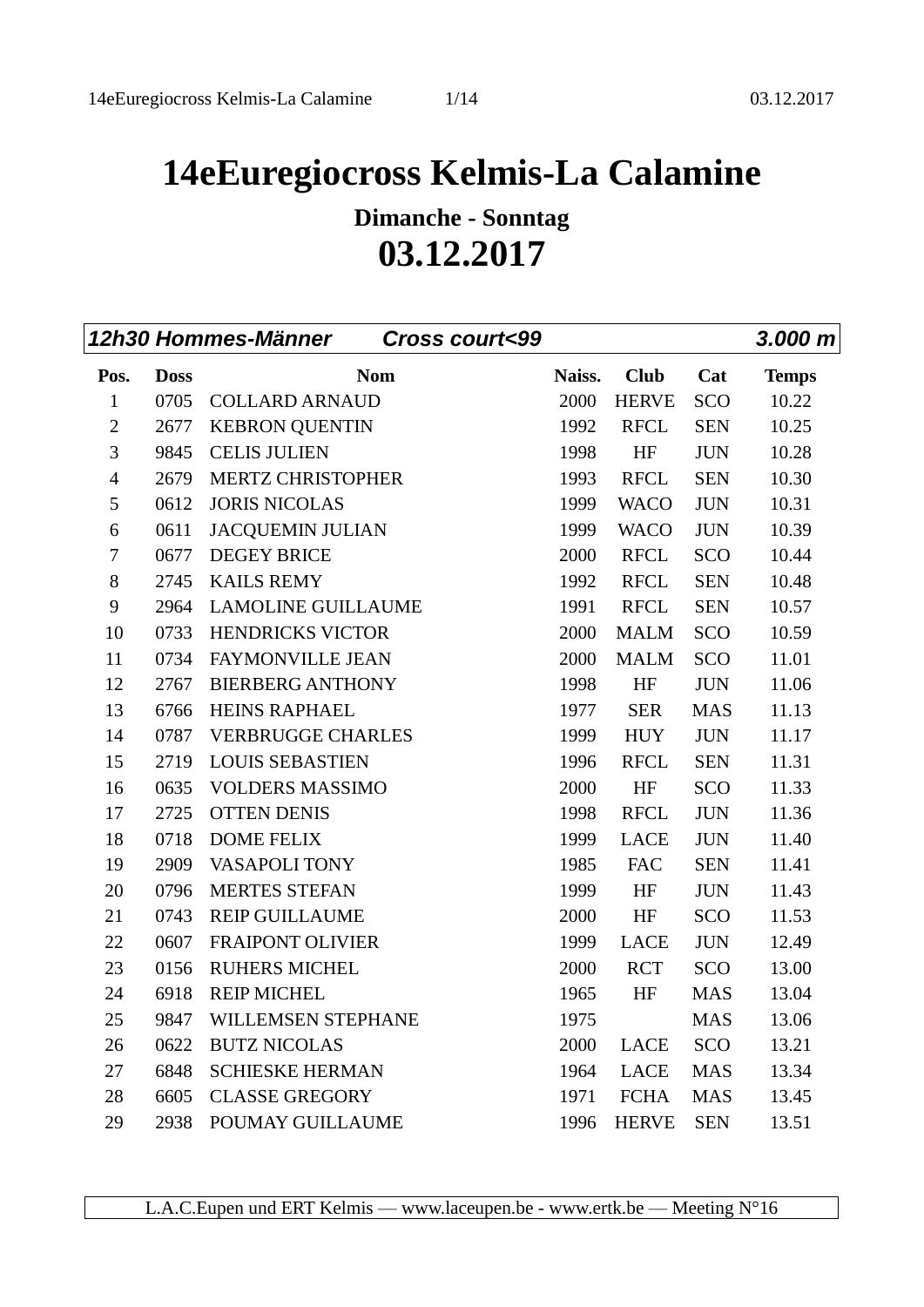# 14eEuregiocross Kelmis-La Calamine

## Dimanche - Sonntag

## 03.12.2017

***12h30 Hommes-Männer    Cross court<99    3.000 m***

| Pos. | Doss | Nom | Naiss. | Club | Cat | Temps |
|---|---|---|---|---|---|---|
| 1 | 0705 | COLLARD ARNAUD | 2000 | HERVE | SCO | 10.22 |
| 2 | 2677 | KEBRON QUENTIN | 1992 | RFCL | SEN | 10.25 |
| 3 | 9845 | CELIS JULIEN | 1998 | HF | JUN | 10.28 |
| 4 | 2679 | MERTZ CHRISTOPHER | 1993 | RFCL | SEN | 10.30 |
| 5 | 0612 | JORIS NICOLAS | 1999 | WACO | JUN | 10.31 |
| 6 | 0611 | JACQUEMIN JULIAN | 1999 | WACO | JUN | 10.39 |
| 7 | 0677 | DEGEY BRICE | 2000 | RFCL | SCO | 10.44 |
| 8 | 2745 | KAILS REMY | 1992 | RFCL | SEN | 10.48 |
| 9 | 2964 | LAMOLINE GUILLAUME | 1991 | RFCL | SEN | 10.57 |
| 10 | 0733 | HENDRICKS VICTOR | 2000 | MALM | SCO | 10.59 |
| 11 | 0734 | FAYMONVILLE JEAN | 2000 | MALM | SCO | 11.01 |
| 12 | 2767 | BIERBERG ANTHONY | 1998 | HF | JUN | 11.06 |
| 13 | 6766 | HEINS RAPHAEL | 1977 | SER | MAS | 11.13 |
| 14 | 0787 | VERBRUGGE CHARLES | 1999 | HUY | JUN | 11.17 |
| 15 | 2719 | LOUIS SEBASTIEN | 1996 | RFCL | SEN | 11.31 |
| 16 | 0635 | VOLDERS MASSIMO | 2000 | HF | SCO | 11.33 |
| 17 | 2725 | OTTEN DENIS | 1998 | RFCL | JUN | 11.36 |
| 18 | 0718 | DOME FELIX | 1999 | LACE | JUN | 11.40 |
| 19 | 2909 | VASAPOLI TONY | 1985 | FAC | SEN | 11.41 |
| 20 | 0796 | MERTES STEFAN | 1999 | HF | JUN | 11.43 |
| 21 | 0743 | REIP GUILLAUME | 2000 | HF | SCO | 11.53 |
| 22 | 0607 | FRAIPONT OLIVIER | 1999 | LACE | JUN | 12.49 |
| 23 | 0156 | RUHERS MICHEL | 2000 | RCT | SCO | 13.00 |
| 24 | 6918 | REIP MICHEL | 1965 | HF | MAS | 13.04 |
| 25 | 9847 | WILLEMSEN STEPHANE | 1975 | | MAS | 13.06 |
| 26 | 0622 | BUTZ NICOLAS | 2000 | LACE | SCO | 13.21 |
| 27 | 6848 | SCHIESKE HERMAN | 1964 | LACE | MAS | 13.34 |
| 28 | 6605 | CLASSE GREGORY | 1971 | FCHA | MAS | 13.45 |
| 29 | 2938 | POUMAY GUILLAUME | 1996 | HERVE | SEN | 13.51 |

L.A.C.Eupen und ERT Kelmis — www.laceupen.be - www.ertk.be — Meeting N°16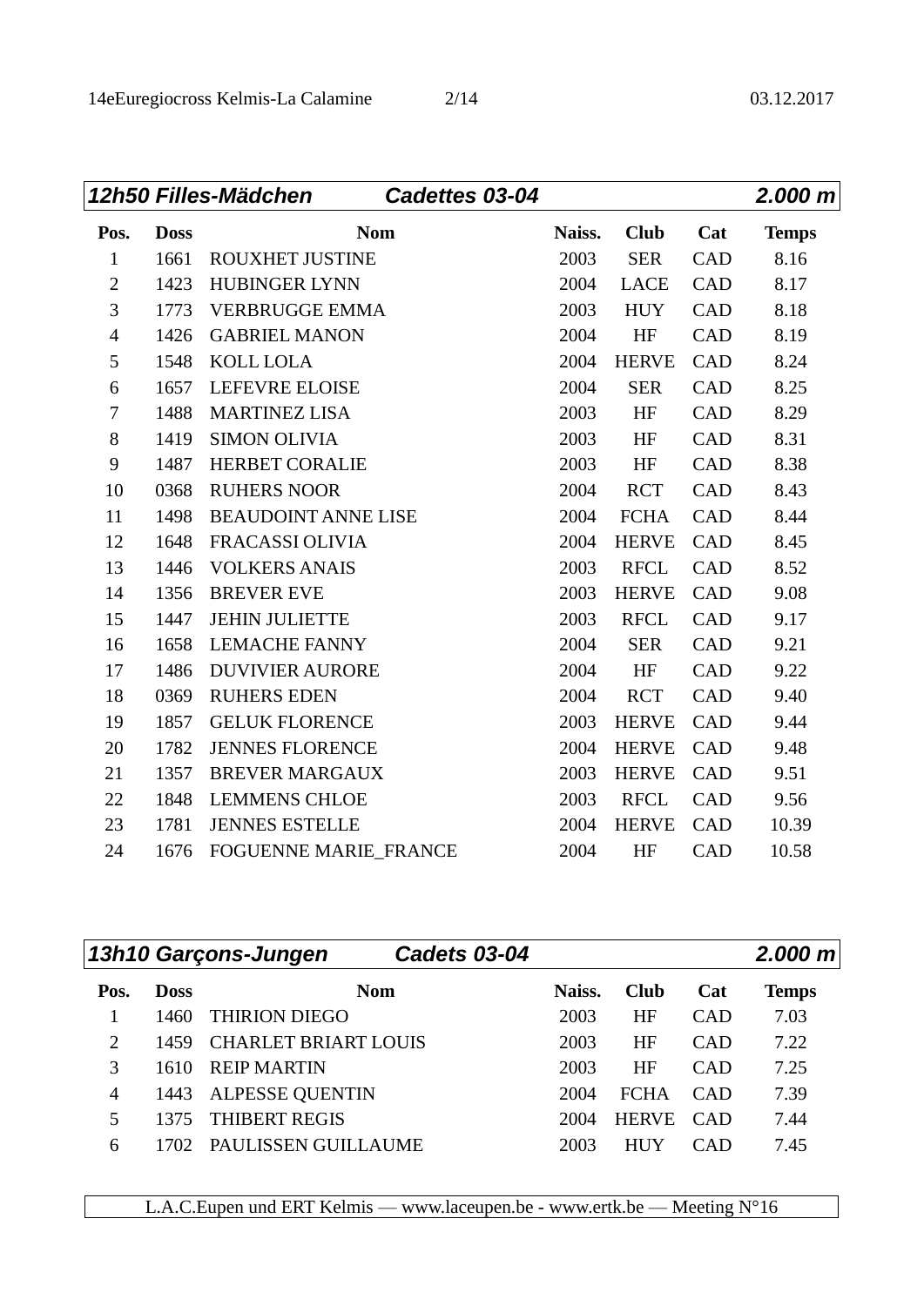### *12h50 Filles-Mädchen Cadettes 03-04 2.000 m*

| Pos. | Doss | Nom | Naiss. | Club | Cat | Temps |
|---|---|---|---|---|---|---|
| 1 | 1661 | ROUXHET JUSTINE | 2003 | SER | CAD | 8.16 |
| 2 | 1423 | HUBINGER LYNN | 2004 | LACE | CAD | 8.17 |
| 3 | 1773 | VERBRUGGE EMMA | 2003 | HUY | CAD | 8.18 |
| 4 | 1426 | GABRIEL MANON | 2004 | HF | CAD | 8.19 |
| 5 | 1548 | KOLL LOLA | 2004 | HERVE | CAD | 8.24 |
| 6 | 1657 | LEFEVRE ELOISE | 2004 | SER | CAD | 8.25 |
| 7 | 1488 | MARTINEZ LISA | 2003 | HF | CAD | 8.29 |
| 8 | 1419 | SIMON OLIVIA | 2003 | HF | CAD | 8.31 |
| 9 | 1487 | HERBET CORALIE | 2003 | HF | CAD | 8.38 |
| 10 | 0368 | RUHERS NOOR | 2004 | RCT | CAD | 8.43 |
| 11 | 1498 | BEAUDOINT ANNE LISE | 2004 | FCHA | CAD | 8.44 |
| 12 | 1648 | FRACASSI OLIVIA | 2004 | HERVE | CAD | 8.45 |
| 13 | 1446 | VOLKERS ANAIS | 2003 | RFCL | CAD | 8.52 |
| 14 | 1356 | BREVER EVE | 2003 | HERVE | CAD | 9.08 |
| 15 | 1447 | JEHIN JULIETTE | 2003 | RFCL | CAD | 9.17 |
| 16 | 1658 | LEMACHE FANNY | 2004 | SER | CAD | 9.21 |
| 17 | 1486 | DUVIVIER AURORE | 2004 | HF | CAD | 9.22 |
| 18 | 0369 | RUHERS EDEN | 2004 | RCT | CAD | 9.40 |
| 19 | 1857 | GELUK FLORENCE | 2003 | HERVE | CAD | 9.44 |
| 20 | 1782 | JENNES FLORENCE | 2004 | HERVE | CAD | 9.48 |
| 21 | 1357 | BREVER MARGAUX | 2003 | HERVE | CAD | 9.51 |
| 22 | 1848 | LEMMENS CHLOE | 2003 | RFCL | CAD | 9.56 |
| 23 | 1781 | JENNES ESTELLE | 2004 | HERVE | CAD | 10.39 |
| 24 | 1676 | FOGUENNE MARIE_FRANCE | 2004 | HF | CAD | 10.58 |

### *13h10 Garçons-Jungen Cadets 03-04 2.000 m*

| Pos. | Doss | Nom | Naiss. | Club | Cat | Temps |
|---|---|---|---|---|---|---|
| 1 | 1460 | THIRION DIEGO | 2003 | HF | CAD | 7.03 |
| 2 | 1459 | CHARLET BRIART LOUIS | 2003 | HF | CAD | 7.22 |
| 3 | 1610 | REIP MARTIN | 2003 | HF | CAD | 7.25 |
| 4 | 1443 | ALPESSE QUENTIN | 2004 | FCHA | CAD | 7.39 |
| 5 | 1375 | THIBERT REGIS | 2004 | HERVE | CAD | 7.44 |
| 6 | 1702 | PAULISSEN GUILLAUME | 2003 | HUY | CAD | 7.45 |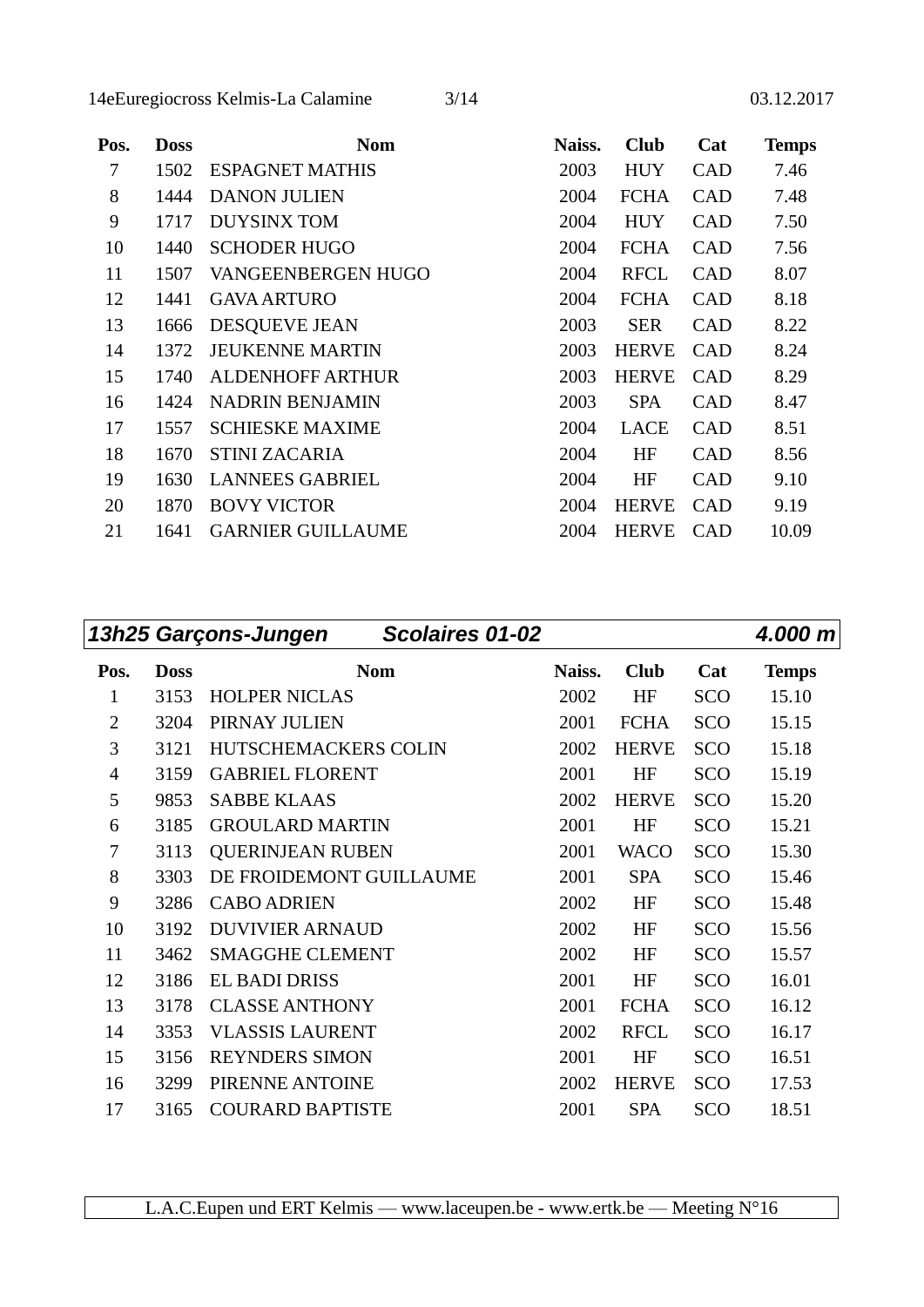| Pos. | Doss | Nom | Naiss. | Club | Cat | Temps |
|---|---|---|---|---|---|---|
| 7 | 1502 | ESPAGNET MATHIS | 2003 | HUY | CAD | 7.46 |
| 8 | 1444 | DANON JULIEN | 2004 | FCHA | CAD | 7.48 |
| 9 | 1717 | DUYSINX TOM | 2004 | HUY | CAD | 7.50 |
| 10 | 1440 | SCHODER HUGO | 2004 | FCHA | CAD | 7.56 |
| 11 | 1507 | VANGEENBERGEN HUGO | 2004 | RFCL | CAD | 8.07 |
| 12 | 1441 | GAVA ARTURO | 2004 | FCHA | CAD | 8.18 |
| 13 | 1666 | DESQUEVE JEAN | 2003 | SER | CAD | 8.22 |
| 14 | 1372 | JEUKENNE MARTIN | 2003 | HERVE | CAD | 8.24 |
| 15 | 1740 | ALDENHOFF ARTHUR | 2003 | HERVE | CAD | 8.29 |
| 16 | 1424 | NADRIN BENJAMIN | 2003 | SPA | CAD | 8.47 |
| 17 | 1557 | SCHIESKE MAXIME | 2004 | LACE | CAD | 8.51 |
| 18 | 1670 | STINI ZACARIA | 2004 | HF | CAD | 8.56 |
| 19 | 1630 | LANNEES GABRIEL | 2004 | HF | CAD | 9.10 |
| 20 | 1870 | BOVY VICTOR | 2004 | HERVE | CAD | 9.19 |
| 21 | 1641 | GARNIER GUILLAUME | 2004 | HERVE | CAD | 10.09 |

## *13h25 Garçons-Jungen — Scolaires 01-02 — 4.000 m*

| Pos. | Doss | Nom | Naiss. | Club | Cat | Temps |
|---|---|---|---|---|---|---|
| 1 | 3153 | HOLPER NICLAS | 2002 | HF | SCO | 15.10 |
| 2 | 3204 | PIRNAY JULIEN | 2001 | FCHA | SCO | 15.15 |
| 3 | 3121 | HUTSCHEMACKERS COLIN | 2002 | HERVE | SCO | 15.18 |
| 4 | 3159 | GABRIEL FLORENT | 2001 | HF | SCO | 15.19 |
| 5 | 9853 | SABBE KLAAS | 2002 | HERVE | SCO | 15.20 |
| 6 | 3185 | GROULARD MARTIN | 2001 | HF | SCO | 15.21 |
| 7 | 3113 | QUERINJEAN RUBEN | 2001 | WACO | SCO | 15.30 |
| 8 | 3303 | DE FROIDEMONT GUILLAUME | 2001 | SPA | SCO | 15.46 |
| 9 | 3286 | CABO ADRIEN | 2002 | HF | SCO | 15.48 |
| 10 | 3192 | DUVIVIER ARNAUD | 2002 | HF | SCO | 15.56 |
| 11 | 3462 | SMAGGHE CLEMENT | 2002 | HF | SCO | 15.57 |
| 12 | 3186 | EL BADI DRISS | 2001 | HF | SCO | 16.01 |
| 13 | 3178 | CLASSE ANTHONY | 2001 | FCHA | SCO | 16.12 |
| 14 | 3353 | VLASSIS LAURENT | 2002 | RFCL | SCO | 16.17 |
| 15 | 3156 | REYNDERS SIMON | 2001 | HF | SCO | 16.51 |
| 16 | 3299 | PIRENNE ANTOINE | 2002 | HERVE | SCO | 17.53 |
| 17 | 3165 | COURARD BAPTISTE | 2001 | SPA | SCO | 18.51 |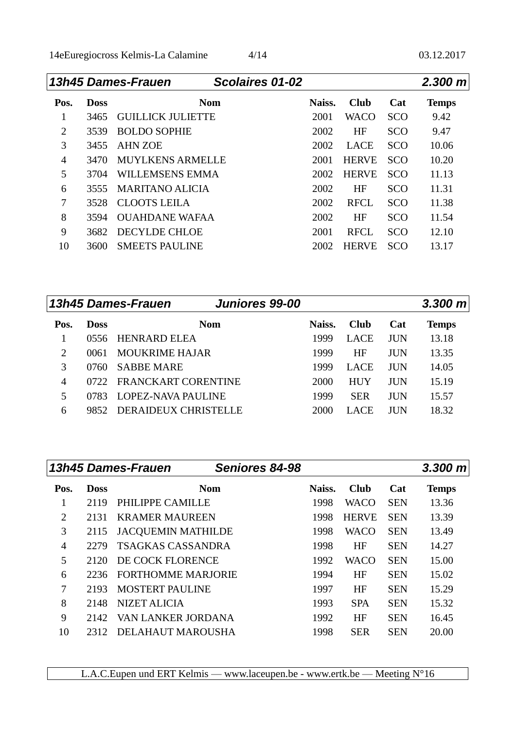## *13h45 Dames-Frauen — Scolaires 01-02 — 2.300 m*

| Pos. | Doss | Nom | Naiss. | Club | Cat | Temps |
|---|---|---|---|---|---|---|
| 1 | 3465 | GUILLICK JULIETTE | 2001 | WACO | SCO | 9.42 |
| 2 | 3539 | BOLDO SOPHIE | 2002 | HF | SCO | 9.47 |
| 3 | 3455 | AHN ZOE | 2002 | LACE | SCO | 10.06 |
| 4 | 3470 | MUYLKENS ARMELLE | 2001 | HERVE | SCO | 10.20 |
| 5 | 3704 | WILLEMSENS EMMA | 2002 | HERVE | SCO | 11.13 |
| 6 | 3555 | MARITANO ALICIA | 2002 | HF | SCO | 11.31 |
| 7 | 3528 | CLOOTS LEILA | 2002 | RFCL | SCO | 11.38 |
| 8 | 3594 | OUAHDANE WAFAA | 2002 | HF | SCO | 11.54 |
| 9 | 3682 | DECYLDE CHLOE | 2001 | RFCL | SCO | 12.10 |
| 10 | 3600 | SMEETS PAULINE | 2002 | HERVE | SCO | 13.17 |

## *13h45 Dames-Frauen — Juniores 99-00 — 3.300 m*

| Pos. | Doss | Nom | Naiss. | Club | Cat | Temps |
|---|---|---|---|---|---|---|
| 1 | 0556 | HENRARD ELEA | 1999 | LACE | JUN | 13.18 |
| 2 | 0061 | MOUKRIME HAJAR | 1999 | HF | JUN | 13.35 |
| 3 | 0760 | SABBE MARE | 1999 | LACE | JUN | 14.05 |
| 4 | 0722 | FRANCKART CORENTINE | 2000 | HUY | JUN | 15.19 |
| 5 | 0783 | LOPEZ-NAVA PAULINE | 1999 | SER | JUN | 15.57 |
| 6 | 9852 | DERAIDEUX CHRISTELLE | 2000 | LACE | JUN | 18.32 |

## *13h45 Dames-Frauen — Seniores 84-98 — 3.300 m*

| Pos. | Doss | Nom | Naiss. | Club | Cat | Temps |
|---|---|---|---|---|---|---|
| 1 | 2119 | PHILIPPE CAMILLE | 1998 | WACO | SEN | 13.36 |
| 2 | 2131 | KRAMER MAUREEN | 1998 | HERVE | SEN | 13.39 |
| 3 | 2115 | JACQUEMIN MATHILDE | 1998 | WACO | SEN | 13.49 |
| 4 | 2279 | TSAGKAS CASSANDRA | 1998 | HF | SEN | 14.27 |
| 5 | 2120 | DE COCK FLORENCE | 1992 | WACO | SEN | 15.00 |
| 6 | 2236 | FORTHOMME MARJORIE | 1994 | HF | SEN | 15.02 |
| 7 | 2193 | MOSTERT PAULINE | 1997 | HF | SEN | 15.29 |
| 8 | 2148 | NIZET ALICIA | 1993 | SPA | SEN | 15.32 |
| 9 | 2142 | VAN LANKER JORDANA | 1992 | HF | SEN | 16.45 |
| 10 | 2312 | DELAHAUT MAROUSHA | 1998 | SER | SEN | 20.00 |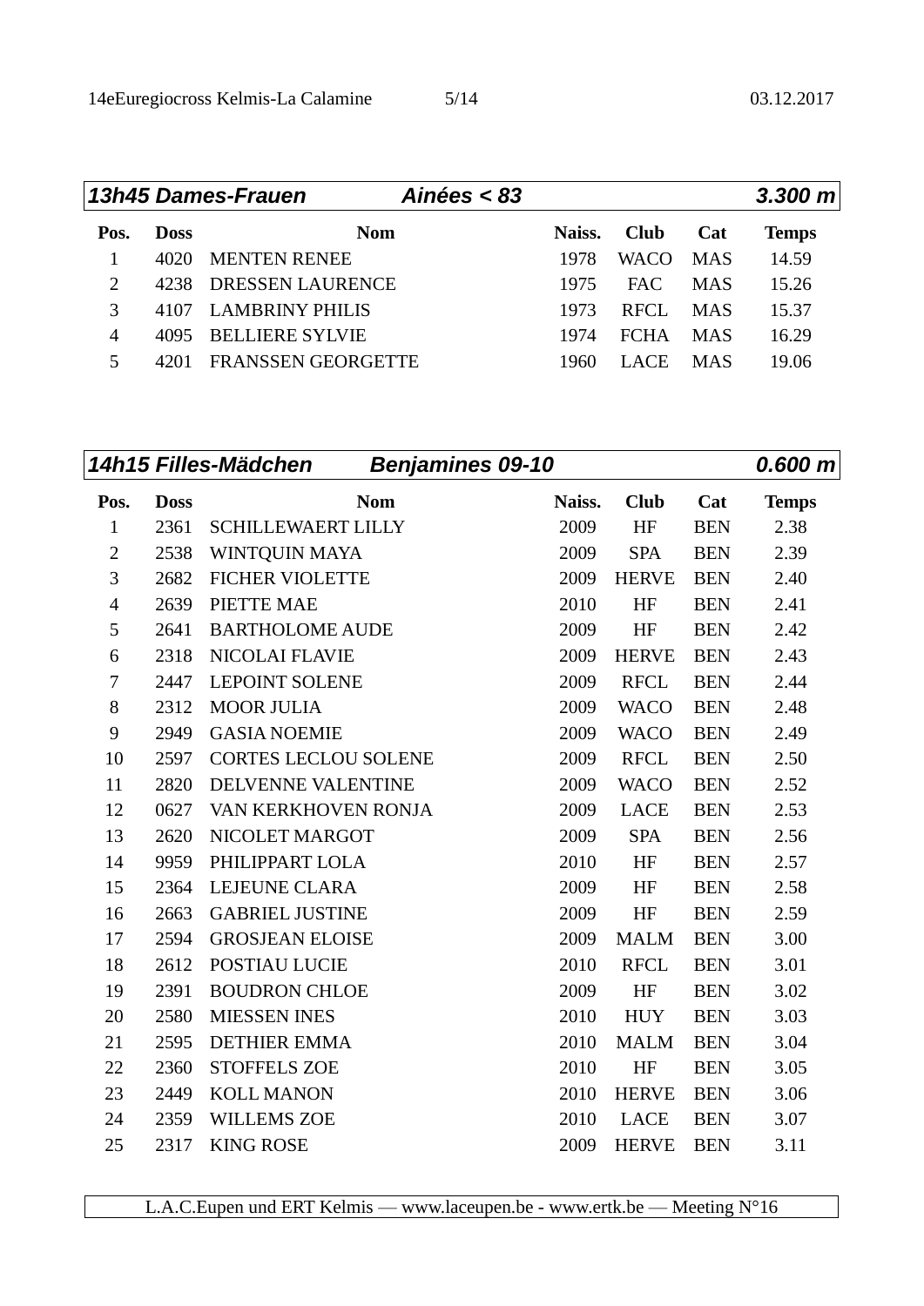### *13h45 Dames-Frauen* *Ainées < 83* *3.300 m*

| Pos. | Doss | Nom | Naiss. | Club | Cat | Temps |
|---|---|---|---|---|---|---|
| 1 | 4020 | MENTEN RENEE | 1978 | WACO | MAS | 14.59 |
| 2 | 4238 | DRESSEN LAURENCE | 1975 | FAC | MAS | 15.26 |
| 3 | 4107 | LAMBRINY PHILIS | 1973 | RFCL | MAS | 15.37 |
| 4 | 4095 | BELLIERE SYLVIE | 1974 | FCHA | MAS | 16.29 |
| 5 | 4201 | FRANSSEN GEORGETTE | 1960 | LACE | MAS | 19.06 |

### *14h15 Filles-Mädchen* *Benjamines 09-10* *0.600 m*

| Pos. | Doss | Nom | Naiss. | Club | Cat | Temps |
|---|---|---|---|---|---|---|
| 1 | 2361 | SCHILLEWAERT LILLY | 2009 | HF | BEN | 2.38 |
| 2 | 2538 | WINTQUIN MAYA | 2009 | SPA | BEN | 2.39 |
| 3 | 2682 | FICHER VIOLETTE | 2009 | HERVE | BEN | 2.40 |
| 4 | 2639 | PIETTE MAE | 2010 | HF | BEN | 2.41 |
| 5 | 2641 | BARTHOLOME AUDE | 2009 | HF | BEN | 2.42 |
| 6 | 2318 | NICOLAI FLAVIE | 2009 | HERVE | BEN | 2.43 |
| 7 | 2447 | LEPOINT SOLENE | 2009 | RFCL | BEN | 2.44 |
| 8 | 2312 | MOOR JULIA | 2009 | WACO | BEN | 2.48 |
| 9 | 2949 | GASIA NOEMIE | 2009 | WACO | BEN | 2.49 |
| 10 | 2597 | CORTES LECLOU SOLENE | 2009 | RFCL | BEN | 2.50 |
| 11 | 2820 | DELVENNE VALENTINE | 2009 | WACO | BEN | 2.52 |
| 12 | 0627 | VAN KERKHOVEN RONJA | 2009 | LACE | BEN | 2.53 |
| 13 | 2620 | NICOLET MARGOT | 2009 | SPA | BEN | 2.56 |
| 14 | 9959 | PHILIPPART LOLA | 2010 | HF | BEN | 2.57 |
| 15 | 2364 | LEJEUNE CLARA | 2009 | HF | BEN | 2.58 |
| 16 | 2663 | GABRIEL JUSTINE | 2009 | HF | BEN | 2.59 |
| 17 | 2594 | GROSJEAN ELOISE | 2009 | MALM | BEN | 3.00 |
| 18 | 2612 | POSTIAU LUCIE | 2010 | RFCL | BEN | 3.01 |
| 19 | 2391 | BOUDRON CHLOE | 2009 | HF | BEN | 3.02 |
| 20 | 2580 | MIESSEN INES | 2010 | HUY | BEN | 3.03 |
| 21 | 2595 | DETHIER EMMA | 2010 | MALM | BEN | 3.04 |
| 22 | 2360 | STOFFELS ZOE | 2010 | HF | BEN | 3.05 |
| 23 | 2449 | KOLL MANON | 2010 | HERVE | BEN | 3.06 |
| 24 | 2359 | WILLEMS ZOE | 2010 | LACE | BEN | 3.07 |
| 25 | 2317 | KING ROSE | 2009 | HERVE | BEN | 3.11 |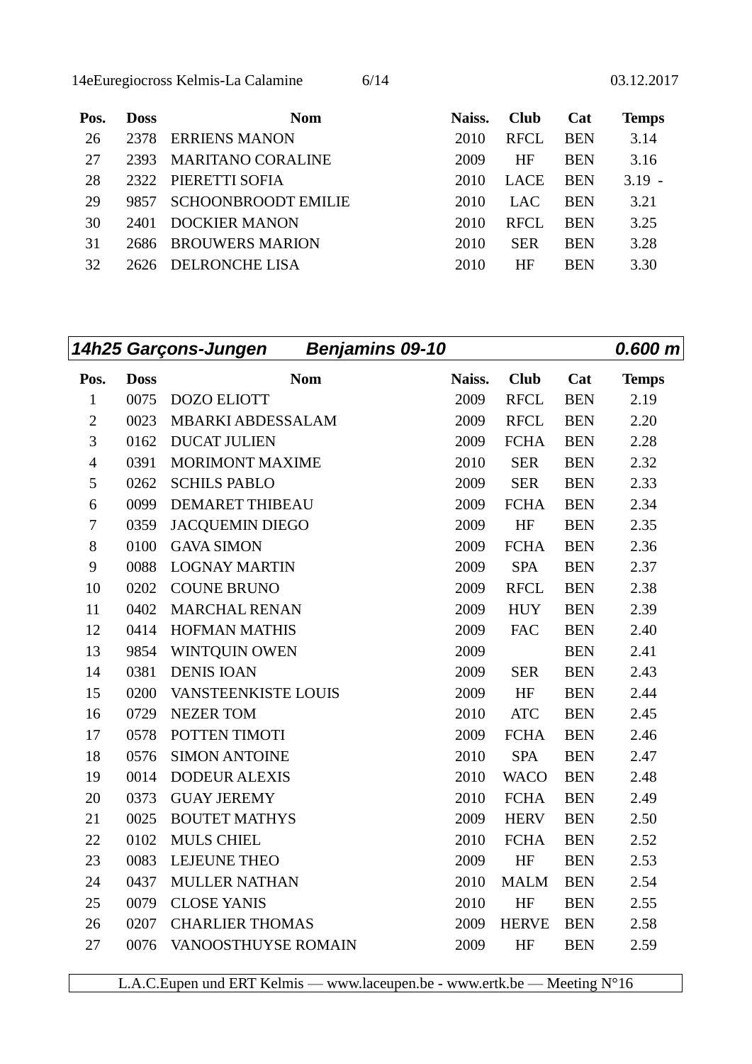| Pos. | Doss | Nom | Naiss. | Club | Cat | Temps |
|---|---|---|---|---|---|---|
| 26 | 2378 | ERRIENS MANON | 2010 | RFCL | BEN | 3.14 |
| 27 | 2393 | MARITANO CORALINE | 2009 | HF | BEN | 3.16 |
| 28 | 2322 | PIERETTI SOFIA | 2010 | LACE | BEN | 3.19 - |
| 29 | 9857 | SCHOONBROODT EMILIE | 2010 | LAC | BEN | 3.21 |
| 30 | 2401 | DOCKIER MANON | 2010 | RFCL | BEN | 3.25 |
| 31 | 2686 | BROUWERS MARION | 2010 | SER | BEN | 3.28 |
| 32 | 2626 | DELRONCHE LISA | 2010 | HF | BEN | 3.30 |

## *14h25 Garçons-Jungen — Benjamins 09-10 — 0.600 m*

| Pos. | Doss | Nom | Naiss. | Club | Cat | Temps |
|---|---|---|---|---|---|---|
| 1 | 0075 | DOZO ELIOTT | 2009 | RFCL | BEN | 2.19 |
| 2 | 0023 | MBARKI ABDESSALAM | 2009 | RFCL | BEN | 2.20 |
| 3 | 0162 | DUCAT JULIEN | 2009 | FCHA | BEN | 2.28 |
| 4 | 0391 | MORIMONT MAXIME | 2010 | SER | BEN | 2.32 |
| 5 | 0262 | SCHILS PABLO | 2009 | SER | BEN | 2.33 |
| 6 | 0099 | DEMARET THIBEAU | 2009 | FCHA | BEN | 2.34 |
| 7 | 0359 | JACQUEMIN DIEGO | 2009 | HF | BEN | 2.35 |
| 8 | 0100 | GAVA SIMON | 2009 | FCHA | BEN | 2.36 |
| 9 | 0088 | LOGNAY MARTIN | 2009 | SPA | BEN | 2.37 |
| 10 | 0202 | COUNE BRUNO | 2009 | RFCL | BEN | 2.38 |
| 11 | 0402 | MARCHAL RENAN | 2009 | HUY | BEN | 2.39 |
| 12 | 0414 | HOFMAN MATHIS | 2009 | FAC | BEN | 2.40 |
| 13 | 9854 | WINTQUIN OWEN | 2009 | | BEN | 2.41 |
| 14 | 0381 | DENIS IOAN | 2009 | SER | BEN | 2.43 |
| 15 | 0200 | VANSTEENKISTE LOUIS | 2009 | HF | BEN | 2.44 |
| 16 | 0729 | NEZER TOM | 2010 | ATC | BEN | 2.45 |
| 17 | 0578 | POTTEN TIMOTI | 2009 | FCHA | BEN | 2.46 |
| 18 | 0576 | SIMON ANTOINE | 2010 | SPA | BEN | 2.47 |
| 19 | 0014 | DODEUR ALEXIS | 2010 | WACO | BEN | 2.48 |
| 20 | 0373 | GUAY JEREMY | 2010 | FCHA | BEN | 2.49 |
| 21 | 0025 | BOUTET MATHYS | 2009 | HERV | BEN | 2.50 |
| 22 | 0102 | MULS CHIEL | 2010 | FCHA | BEN | 2.52 |
| 23 | 0083 | LEJEUNE THEO | 2009 | HF | BEN | 2.53 |
| 24 | 0437 | MULLER NATHAN | 2010 | MALM | BEN | 2.54 |
| 25 | 0079 | CLOSE YANIS | 2010 | HF | BEN | 2.55 |
| 26 | 0207 | CHARLIER THOMAS | 2009 | HERVE | BEN | 2.58 |
| 27 | 0076 | VANOOSTHUYSE ROMAIN | 2009 | HF | BEN | 2.59 |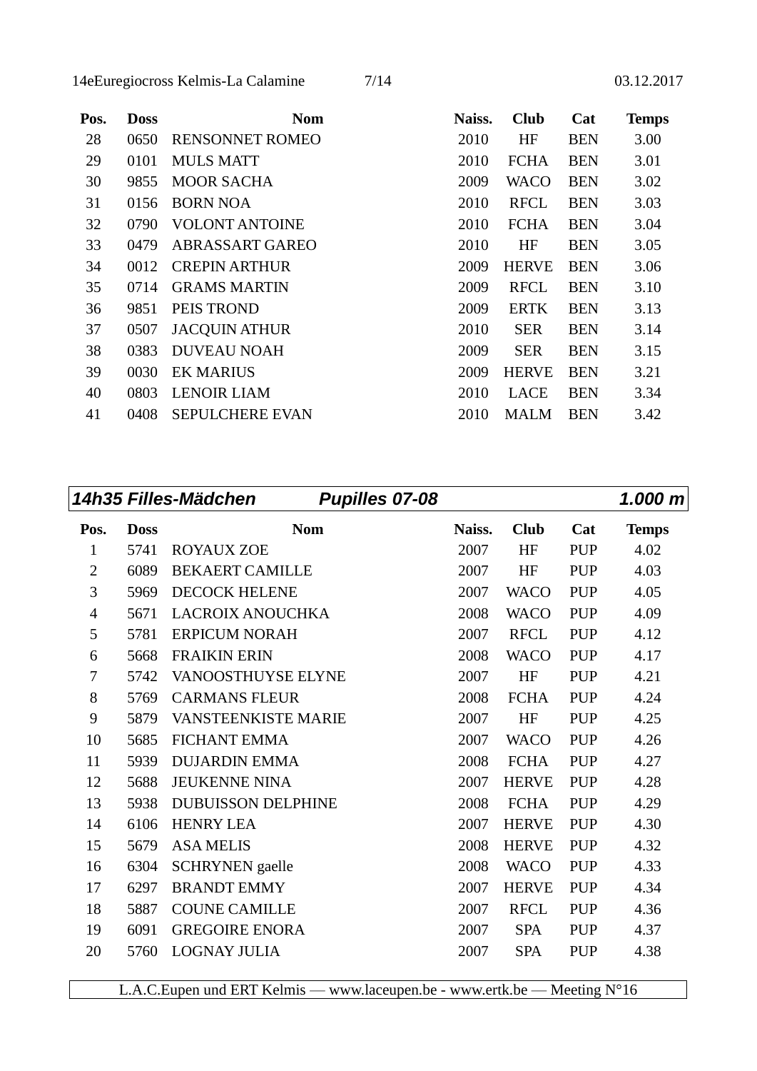| Pos. | Doss | Nom | Naiss. | Club | Cat | Temps |
|---|---|---|---|---|---|---|
| 28 | 0650 | RENSONNET ROMEO | 2010 | HF | BEN | 3.00 |
| 29 | 0101 | MULS MATT | 2010 | FCHA | BEN | 3.01 |
| 30 | 9855 | MOOR SACHA | 2009 | WACO | BEN | 3.02 |
| 31 | 0156 | BORN NOA | 2010 | RFCL | BEN | 3.03 |
| 32 | 0790 | VOLONT ANTOINE | 2010 | FCHA | BEN | 3.04 |
| 33 | 0479 | ABRASSART GAREO | 2010 | HF | BEN | 3.05 |
| 34 | 0012 | CREPIN ARTHUR | 2009 | HERVE | BEN | 3.06 |
| 35 | 0714 | GRAMS MARTIN | 2009 | RFCL | BEN | 3.10 |
| 36 | 9851 | PEIS TROND | 2009 | ERTK | BEN | 3.13 |
| 37 | 0507 | JACQUIN ATHUR | 2010 | SER | BEN | 3.14 |
| 38 | 0383 | DUVEAU NOAH | 2009 | SER | BEN | 3.15 |
| 39 | 0030 | EK MARIUS | 2009 | HERVE | BEN | 3.21 |
| 40 | 0803 | LENOIR LIAM | 2010 | LACE | BEN | 3.34 |
| 41 | 0408 | SEPULCHERE EVAN | 2010 | MALM | BEN | 3.42 |

## *14h35 Filles-Mädchen Pupilles 07-08 1.000 m*

| Pos. | Doss | Nom | Naiss. | Club | Cat | Temps |
|---|---|---|---|---|---|---|
| 1 | 5741 | ROYAUX ZOE | 2007 | HF | PUP | 4.02 |
| 2 | 6089 | BEKAERT CAMILLE | 2007 | HF | PUP | 4.03 |
| 3 | 5969 | DECOCK HELENE | 2007 | WACO | PUP | 4.05 |
| 4 | 5671 | LACROIX ANOUCHKA | 2008 | WACO | PUP | 4.09 |
| 5 | 5781 | ERPICUM NORAH | 2007 | RFCL | PUP | 4.12 |
| 6 | 5668 | FRAIKIN ERIN | 2008 | WACO | PUP | 4.17 |
| 7 | 5742 | VANOOSTHUYSE ELYNE | 2007 | HF | PUP | 4.21 |
| 8 | 5769 | CARMANS FLEUR | 2008 | FCHA | PUP | 4.24 |
| 9 | 5879 | VANSTEENKISTE MARIE | 2007 | HF | PUP | 4.25 |
| 10 | 5685 | FICHANT EMMA | 2007 | WACO | PUP | 4.26 |
| 11 | 5939 | DUJARDIN EMMA | 2008 | FCHA | PUP | 4.27 |
| 12 | 5688 | JEUKENNE NINA | 2007 | HERVE | PUP | 4.28 |
| 13 | 5938 | DUBUISSON DELPHINE | 2008 | FCHA | PUP | 4.29 |
| 14 | 6106 | HENRY LEA | 2007 | HERVE | PUP | 4.30 |
| 15 | 5679 | ASA MELIS | 2008 | HERVE | PUP | 4.32 |
| 16 | 6304 | SCHRYNEN gaelle | 2008 | WACO | PUP | 4.33 |
| 17 | 6297 | BRANDT EMMY | 2007 | HERVE | PUP | 4.34 |
| 18 | 5887 | COUNE CAMILLE | 2007 | RFCL | PUP | 4.36 |
| 19 | 6091 | GREGOIRE ENORA | 2007 | SPA | PUP | 4.37 |
| 20 | 5760 | LOGNAY JULIA | 2007 | SPA | PUP | 4.38 |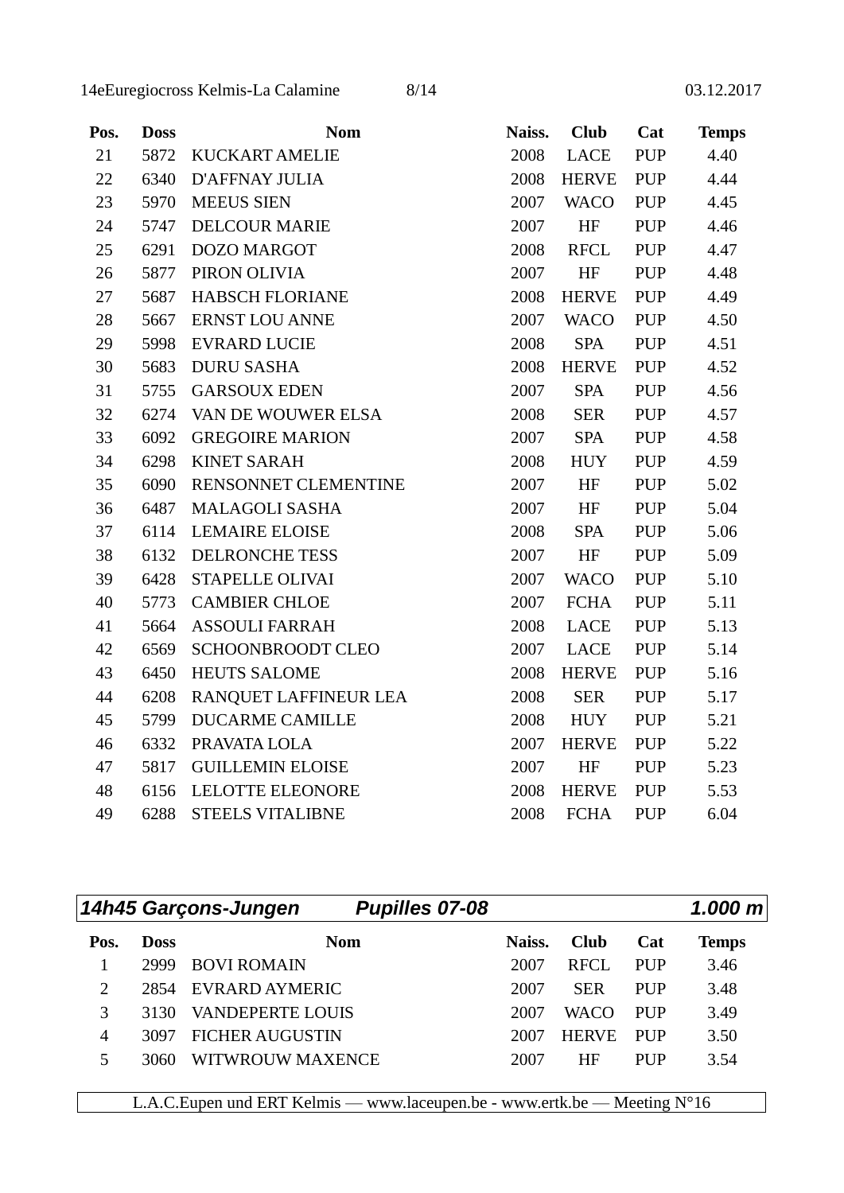| Pos. | Doss | Nom | Naiss. | Club | Cat | Temps |
|---|---|---|---|---|---|---|
| 21 | 5872 | KUCKART AMELIE | 2008 | LACE | PUP | 4.40 |
| 22 | 6340 | D'AFFNAY JULIA | 2008 | HERVE | PUP | 4.44 |
| 23 | 5970 | MEEUS SIEN | 2007 | WACO | PUP | 4.45 |
| 24 | 5747 | DELCOUR MARIE | 2007 | HF | PUP | 4.46 |
| 25 | 6291 | DOZO MARGOT | 2008 | RFCL | PUP | 4.47 |
| 26 | 5877 | PIRON OLIVIA | 2007 | HF | PUP | 4.48 |
| 27 | 5687 | HABSCH FLORIANE | 2008 | HERVE | PUP | 4.49 |
| 28 | 5667 | ERNST LOU ANNE | 2007 | WACO | PUP | 4.50 |
| 29 | 5998 | EVRARD LUCIE | 2008 | SPA | PUP | 4.51 |
| 30 | 5683 | DURU SASHA | 2008 | HERVE | PUP | 4.52 |
| 31 | 5755 | GARSOUX EDEN | 2007 | SPA | PUP | 4.56 |
| 32 | 6274 | VAN DE WOUWER ELSA | 2008 | SER | PUP | 4.57 |
| 33 | 6092 | GREGOIRE MARION | 2007 | SPA | PUP | 4.58 |
| 34 | 6298 | KINET SARAH | 2008 | HUY | PUP | 4.59 |
| 35 | 6090 | RENSONNET CLEMENTINE | 2007 | HF | PUP | 5.02 |
| 36 | 6487 | MALAGOLI SASHA | 2007 | HF | PUP | 5.04 |
| 37 | 6114 | LEMAIRE ELOISE | 2008 | SPA | PUP | 5.06 |
| 38 | 6132 | DELRONCHE TESS | 2007 | HF | PUP | 5.09 |
| 39 | 6428 | STAPELLE OLIVAI | 2007 | WACO | PUP | 5.10 |
| 40 | 5773 | CAMBIER CHLOE | 2007 | FCHA | PUP | 5.11 |
| 41 | 5664 | ASSOULI FARRAH | 2008 | LACE | PUP | 5.13 |
| 42 | 6569 | SCHOONBROODT CLEO | 2007 | LACE | PUP | 5.14 |
| 43 | 6450 | HEUTS SALOME | 2008 | HERVE | PUP | 5.16 |
| 44 | 6208 | RANQUET LAFFINEUR LEA | 2008 | SER | PUP | 5.17 |
| 45 | 5799 | DUCARME CAMILLE | 2008 | HUY | PUP | 5.21 |
| 46 | 6332 | PRAVATA LOLA | 2007 | HERVE | PUP | 5.22 |
| 47 | 5817 | GUILLEMIN ELOISE | 2007 | HF | PUP | 5.23 |
| 48 | 6156 | LELOTTE ELEONORE | 2008 | HERVE | PUP | 5.53 |
| 49 | 6288 | STEELS VITALIBNE | 2008 | FCHA | PUP | 6.04 |

## *14h45 Garçons-Jungen    Pupilles 07-08    1.000 m*

| Pos. | Doss | Nom | Naiss. | Club | Cat | Temps |
|---|---|---|---|---|---|---|
| 1 | 2999 | BOVI ROMAIN | 2007 | RFCL | PUP | 3.46 |
| 2 | 2854 | EVRARD AYMERIC | 2007 | SER | PUP | 3.48 |
| 3 | 3130 | VANDEPERTE LOUIS | 2007 | WACO | PUP | 3.49 |
| 4 | 3097 | FICHER AUGUSTIN | 2007 | HERVE | PUP | 3.50 |
| 5 | 3060 | WITWROUW MAXENCE | 2007 | HF | PUP | 3.54 |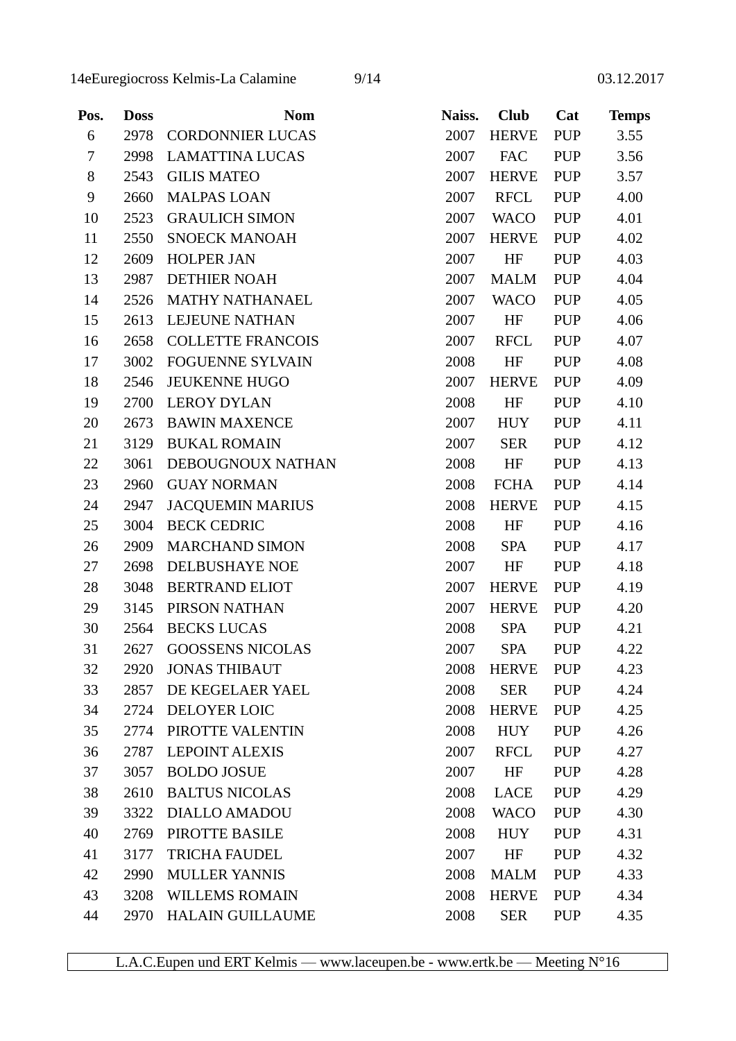| Pos. | Doss | Nom | Naiss. | Club | Cat | Temps |
|---|---|---|---|---|---|---|
| 6 | 2978 | CORDONNIER LUCAS | 2007 | HERVE | PUP | 3.55 |
| 7 | 2998 | LAMATTINA LUCAS | 2007 | FAC | PUP | 3.56 |
| 8 | 2543 | GILIS MATEO | 2007 | HERVE | PUP | 3.57 |
| 9 | 2660 | MALPAS LOAN | 2007 | RFCL | PUP | 4.00 |
| 10 | 2523 | GRAULICH SIMON | 2007 | WACO | PUP | 4.01 |
| 11 | 2550 | SNOECK MANOAH | 2007 | HERVE | PUP | 4.02 |
| 12 | 2609 | HOLPER JAN | 2007 | HF | PUP | 4.03 |
| 13 | 2987 | DETHIER NOAH | 2007 | MALM | PUP | 4.04 |
| 14 | 2526 | MATHY NATHANAEL | 2007 | WACO | PUP | 4.05 |
| 15 | 2613 | LEJEUNE NATHAN | 2007 | HF | PUP | 4.06 |
| 16 | 2658 | COLLETTE FRANCOIS | 2007 | RFCL | PUP | 4.07 |
| 17 | 3002 | FOGUENNE SYLVAIN | 2008 | HF | PUP | 4.08 |
| 18 | 2546 | JEUKENNE HUGO | 2007 | HERVE | PUP | 4.09 |
| 19 | 2700 | LEROY DYLAN | 2008 | HF | PUP | 4.10 |
| 20 | 2673 | BAWIN MAXENCE | 2007 | HUY | PUP | 4.11 |
| 21 | 3129 | BUKAL ROMAIN | 2007 | SER | PUP | 4.12 |
| 22 | 3061 | DEBOUGNOUX NATHAN | 2008 | HF | PUP | 4.13 |
| 23 | 2960 | GUAY NORMAN | 2008 | FCHA | PUP | 4.14 |
| 24 | 2947 | JACQUEMIN MARIUS | 2008 | HERVE | PUP | 4.15 |
| 25 | 3004 | BECK CEDRIC | 2008 | HF | PUP | 4.16 |
| 26 | 2909 | MARCHAND SIMON | 2008 | SPA | PUP | 4.17 |
| 27 | 2698 | DELBUSHAYE NOE | 2007 | HF | PUP | 4.18 |
| 28 | 3048 | BERTRAND ELIOT | 2007 | HERVE | PUP | 4.19 |
| 29 | 3145 | PIRSON NATHAN | 2007 | HERVE | PUP | 4.20 |
| 30 | 2564 | BECKS LUCAS | 2008 | SPA | PUP | 4.21 |
| 31 | 2627 | GOOSSENS NICOLAS | 2007 | SPA | PUP | 4.22 |
| 32 | 2920 | JONAS THIBAUT | 2008 | HERVE | PUP | 4.23 |
| 33 | 2857 | DE KEGELAER YAEL | 2008 | SER | PUP | 4.24 |
| 34 | 2724 | DELOYER LOIC | 2008 | HERVE | PUP | 4.25 |
| 35 | 2774 | PIROTTE VALENTIN | 2008 | HUY | PUP | 4.26 |
| 36 | 2787 | LEPOINT ALEXIS | 2007 | RFCL | PUP | 4.27 |
| 37 | 3057 | BOLDO JOSUE | 2007 | HF | PUP | 4.28 |
| 38 | 2610 | BALTUS NICOLAS | 2008 | LACE | PUP | 4.29 |
| 39 | 3322 | DIALLO AMADOU | 2008 | WACO | PUP | 4.30 |
| 40 | 2769 | PIROTTE BASILE | 2008 | HUY | PUP | 4.31 |
| 41 | 3177 | TRICHA FAUDEL | 2007 | HF | PUP | 4.32 |
| 42 | 2990 | MULLER YANNIS | 2008 | MALM | PUP | 4.33 |
| 43 | 3208 | WILLEMS ROMAIN | 2008 | HERVE | PUP | 4.34 |
| 44 | 2970 | HALAIN GUILLAUME | 2008 | SER | PUP | 4.35 |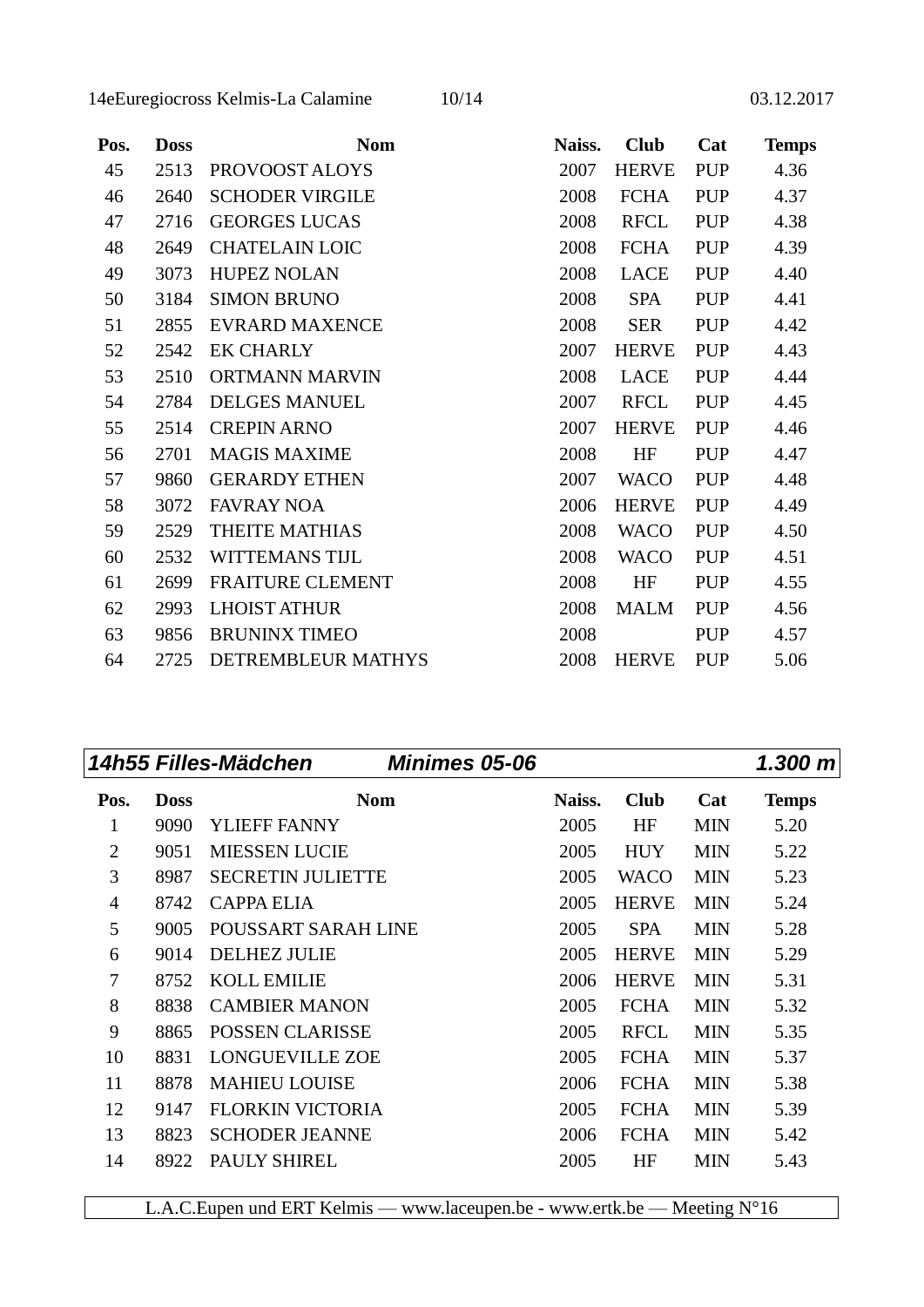| Pos. | Doss | Nom | Naiss. | Club | Cat | Temps |
|---|---|---|---|---|---|---|
| 45 | 2513 | PROVOOST ALOYS | 2007 | HERVE | PUP | 4.36 |
| 46 | 2640 | SCHODER VIRGILE | 2008 | FCHA | PUP | 4.37 |
| 47 | 2716 | GEORGES LUCAS | 2008 | RFCL | PUP | 4.38 |
| 48 | 2649 | CHATELAIN LOIC | 2008 | FCHA | PUP | 4.39 |
| 49 | 3073 | HUPEZ NOLAN | 2008 | LACE | PUP | 4.40 |
| 50 | 3184 | SIMON BRUNO | 2008 | SPA | PUP | 4.41 |
| 51 | 2855 | EVRARD MAXENCE | 2008 | SER | PUP | 4.42 |
| 52 | 2542 | EK CHARLY | 2007 | HERVE | PUP | 4.43 |
| 53 | 2510 | ORTMANN MARVIN | 2008 | LACE | PUP | 4.44 |
| 54 | 2784 | DELGES MANUEL | 2007 | RFCL | PUP | 4.45 |
| 55 | 2514 | CREPIN ARNO | 2007 | HERVE | PUP | 4.46 |
| 56 | 2701 | MAGIS MAXIME | 2008 | HF | PUP | 4.47 |
| 57 | 9860 | GERARDY ETHEN | 2007 | WACO | PUP | 4.48 |
| 58 | 3072 | FAVRAY NOA | 2006 | HERVE | PUP | 4.49 |
| 59 | 2529 | THEITE MATHIAS | 2008 | WACO | PUP | 4.50 |
| 60 | 2532 | WITTEMANS TIJL | 2008 | WACO | PUP | 4.51 |
| 61 | 2699 | FRAITURE CLEMENT | 2008 | HF | PUP | 4.55 |
| 62 | 2993 | LHOIST ATHUR | 2008 | MALM | PUP | 4.56 |
| 63 | 9856 | BRUNINX TIMEO | 2008 | | PUP | 4.57 |
| 64 | 2725 | DETREMBLEUR MATHYS | 2008 | HERVE | PUP | 5.06 |

## *14h55 Filles-Mädchen* *Minimes 05-06* *1.300 m*

| Pos. | Doss | Nom | Naiss. | Club | Cat | Temps |
|---|---|---|---|---|---|---|
| 1 | 9090 | YLIEFF FANNY | 2005 | HF | MIN | 5.20 |
| 2 | 9051 | MIESSEN LUCIE | 2005 | HUY | MIN | 5.22 |
| 3 | 8987 | SECRETIN JULIETTE | 2005 | WACO | MIN | 5.23 |
| 4 | 8742 | CAPPA ELIA | 2005 | HERVE | MIN | 5.24 |
| 5 | 9005 | POUSSART SARAH LINE | 2005 | SPA | MIN | 5.28 |
| 6 | 9014 | DELHEZ JULIE | 2005 | HERVE | MIN | 5.29 |
| 7 | 8752 | KOLL EMILIE | 2006 | HERVE | MIN | 5.31 |
| 8 | 8838 | CAMBIER MANON | 2005 | FCHA | MIN | 5.32 |
| 9 | 8865 | POSSEN CLARISSE | 2005 | RFCL | MIN | 5.35 |
| 10 | 8831 | LONGUEVILLE ZOE | 2005 | FCHA | MIN | 5.37 |
| 11 | 8878 | MAHIEU LOUISE | 2006 | FCHA | MIN | 5.38 |
| 12 | 9147 | FLORKIN VICTORIA | 2005 | FCHA | MIN | 5.39 |
| 13 | 8823 | SCHODER JEANNE | 2006 | FCHA | MIN | 5.42 |
| 14 | 8922 | PAULY SHIREL | 2005 | HF | MIN | 5.43 |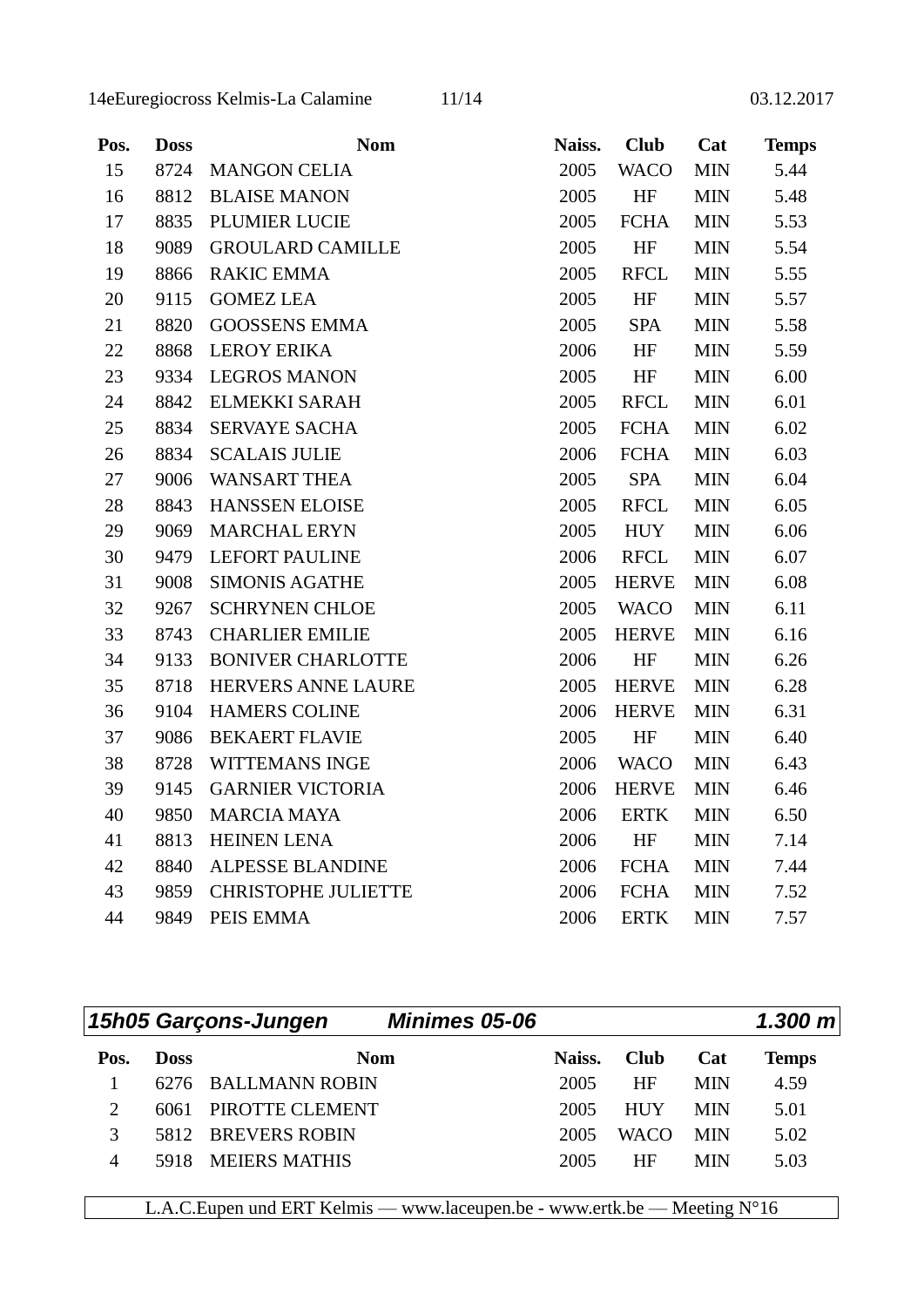| Pos. | Doss | Nom | Naiss. | Club | Cat | Temps |
|---|---|---|---|---|---|---|
| 15 | 8724 | MANGON CELIA | 2005 | WACO | MIN | 5.44 |
| 16 | 8812 | BLAISE MANON | 2005 | HF | MIN | 5.48 |
| 17 | 8835 | PLUMIER LUCIE | 2005 | FCHA | MIN | 5.53 |
| 18 | 9089 | GROULARD CAMILLE | 2005 | HF | MIN | 5.54 |
| 19 | 8866 | RAKIC EMMA | 2005 | RFCL | MIN | 5.55 |
| 20 | 9115 | GOMEZ LEA | 2005 | HF | MIN | 5.57 |
| 21 | 8820 | GOOSSENS EMMA | 2005 | SPA | MIN | 5.58 |
| 22 | 8868 | LEROY ERIKA | 2006 | HF | MIN | 5.59 |
| 23 | 9334 | LEGROS MANON | 2005 | HF | MIN | 6.00 |
| 24 | 8842 | ELMEKKI SARAH | 2005 | RFCL | MIN | 6.01 |
| 25 | 8834 | SERVAYE SACHA | 2005 | FCHA | MIN | 6.02 |
| 26 | 8834 | SCALAIS JULIE | 2006 | FCHA | MIN | 6.03 |
| 27 | 9006 | WANSART THEA | 2005 | SPA | MIN | 6.04 |
| 28 | 8843 | HANSSEN ELOISE | 2005 | RFCL | MIN | 6.05 |
| 29 | 9069 | MARCHAL ERYN | 2005 | HUY | MIN | 6.06 |
| 30 | 9479 | LEFORT PAULINE | 2006 | RFCL | MIN | 6.07 |
| 31 | 9008 | SIMONIS AGATHE | 2005 | HERVE | MIN | 6.08 |
| 32 | 9267 | SCHRYNEN CHLOE | 2005 | WACO | MIN | 6.11 |
| 33 | 8743 | CHARLIER EMILIE | 2005 | HERVE | MIN | 6.16 |
| 34 | 9133 | BONIVER CHARLOTTE | 2006 | HF | MIN | 6.26 |
| 35 | 8718 | HERVERS ANNE LAURE | 2005 | HERVE | MIN | 6.28 |
| 36 | 9104 | HAMERS COLINE | 2006 | HERVE | MIN | 6.31 |
| 37 | 9086 | BEKAERT FLAVIE | 2005 | HF | MIN | 6.40 |
| 38 | 8728 | WITTEMANS INGE | 2006 | WACO | MIN | 6.43 |
| 39 | 9145 | GARNIER VICTORIA | 2006 | HERVE | MIN | 6.46 |
| 40 | 9850 | MARCIA MAYA | 2006 | ERTK | MIN | 6.50 |
| 41 | 8813 | HEINEN LENA | 2006 | HF | MIN | 7.14 |
| 42 | 8840 | ALPESSE BLANDINE | 2006 | FCHA | MIN | 7.44 |
| 43 | 9859 | CHRISTOPHE JULIETTE | 2006 | FCHA | MIN | 7.52 |
| 44 | 9849 | PEIS EMMA | 2006 | ERTK | MIN | 7.57 |

### *15h05 Garçons-Jungen — Minimes 05-06 — 1.300 m*

| Pos. | Doss | Nom | Naiss. | Club | Cat | Temps |
|---|---|---|---|---|---|---|
| 1 | 6276 | BALLMANN ROBIN | 2005 | HF | MIN | 4.59 |
| 2 | 6061 | PIROTTE CLEMENT | 2005 | HUY | MIN | 5.01 |
| 3 | 5812 | BREVERS ROBIN | 2005 | WACO | MIN | 5.02 |
| 4 | 5918 | MEIERS MATHIS | 2005 | HF | MIN | 5.03 |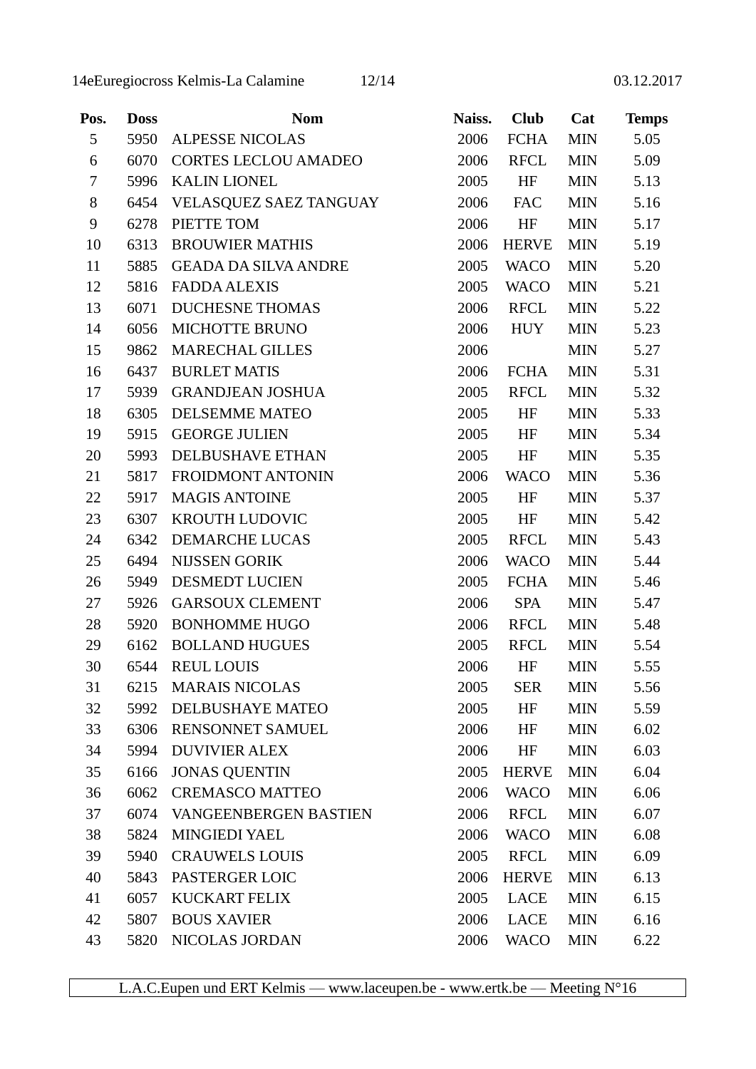| Pos. | Doss | Nom | Naiss. | Club | Cat | Temps |
|---|---|---|---|---|---|---|
| 5 | 5950 | ALPESSE NICOLAS | 2006 | FCHA | MIN | 5.05 |
| 6 | 6070 | CORTES LECLOU AMADEO | 2006 | RFCL | MIN | 5.09 |
| 7 | 5996 | KALIN LIONEL | 2005 | HF | MIN | 5.13 |
| 8 | 6454 | VELASQUEZ SAEZ TANGUAY | 2006 | FAC | MIN | 5.16 |
| 9 | 6278 | PIETTE TOM | 2006 | HF | MIN | 5.17 |
| 10 | 6313 | BROUWIER MATHIS | 2006 | HERVE | MIN | 5.19 |
| 11 | 5885 | GEADA DA SILVA ANDRE | 2005 | WACO | MIN | 5.20 |
| 12 | 5816 | FADDA ALEXIS | 2005 | WACO | MIN | 5.21 |
| 13 | 6071 | DUCHESNE THOMAS | 2006 | RFCL | MIN | 5.22 |
| 14 | 6056 | MICHOTTE BRUNO | 2006 | HUY | MIN | 5.23 |
| 15 | 9862 | MARECHAL GILLES | 2006 | | MIN | 5.27 |
| 16 | 6437 | BURLET MATIS | 2006 | FCHA | MIN | 5.31 |
| 17 | 5939 | GRANDJEAN JOSHUA | 2005 | RFCL | MIN | 5.32 |
| 18 | 6305 | DELSEMME MATEO | 2005 | HF | MIN | 5.33 |
| 19 | 5915 | GEORGE JULIEN | 2005 | HF | MIN | 5.34 |
| 20 | 5993 | DELBUSHAVE ETHAN | 2005 | HF | MIN | 5.35 |
| 21 | 5817 | FROIDMONT ANTONIN | 2006 | WACO | MIN | 5.36 |
| 22 | 5917 | MAGIS ANTOINE | 2005 | HF | MIN | 5.37 |
| 23 | 6307 | KROUTH LUDOVIC | 2005 | HF | MIN | 5.42 |
| 24 | 6342 | DEMARCHE LUCAS | 2005 | RFCL | MIN | 5.43 |
| 25 | 6494 | NIJSSEN GORIK | 2006 | WACO | MIN | 5.44 |
| 26 | 5949 | DESMEDT LUCIEN | 2005 | FCHA | MIN | 5.46 |
| 27 | 5926 | GARSOUX CLEMENT | 2006 | SPA | MIN | 5.47 |
| 28 | 5920 | BONHOMME HUGO | 2006 | RFCL | MIN | 5.48 |
| 29 | 6162 | BOLLAND HUGUES | 2005 | RFCL | MIN | 5.54 |
| 30 | 6544 | REUL LOUIS | 2006 | HF | MIN | 5.55 |
| 31 | 6215 | MARAIS NICOLAS | 2005 | SER | MIN | 5.56 |
| 32 | 5992 | DELBUSHAYE MATEO | 2005 | HF | MIN | 5.59 |
| 33 | 6306 | RENSONNET SAMUEL | 2006 | HF | MIN | 6.02 |
| 34 | 5994 | DUVIVIER ALEX | 2006 | HF | MIN | 6.03 |
| 35 | 6166 | JONAS QUENTIN | 2005 | HERVE | MIN | 6.04 |
| 36 | 6062 | CREMASCO MATTEO | 2006 | WACO | MIN | 6.06 |
| 37 | 6074 | VANGEENBERGEN BASTIEN | 2006 | RFCL | MIN | 6.07 |
| 38 | 5824 | MINGIEDI YAEL | 2006 | WACO | MIN | 6.08 |
| 39 | 5940 | CRAUWELS LOUIS | 2005 | RFCL | MIN | 6.09 |
| 40 | 5843 | PASTERGER LOIC | 2006 | HERVE | MIN | 6.13 |
| 41 | 6057 | KUCKART FELIX | 2005 | LACE | MIN | 6.15 |
| 42 | 5807 | BOUS XAVIER | 2006 | LACE | MIN | 6.16 |
| 43 | 5820 | NICOLAS JORDAN | 2006 | WACO | MIN | 6.22 |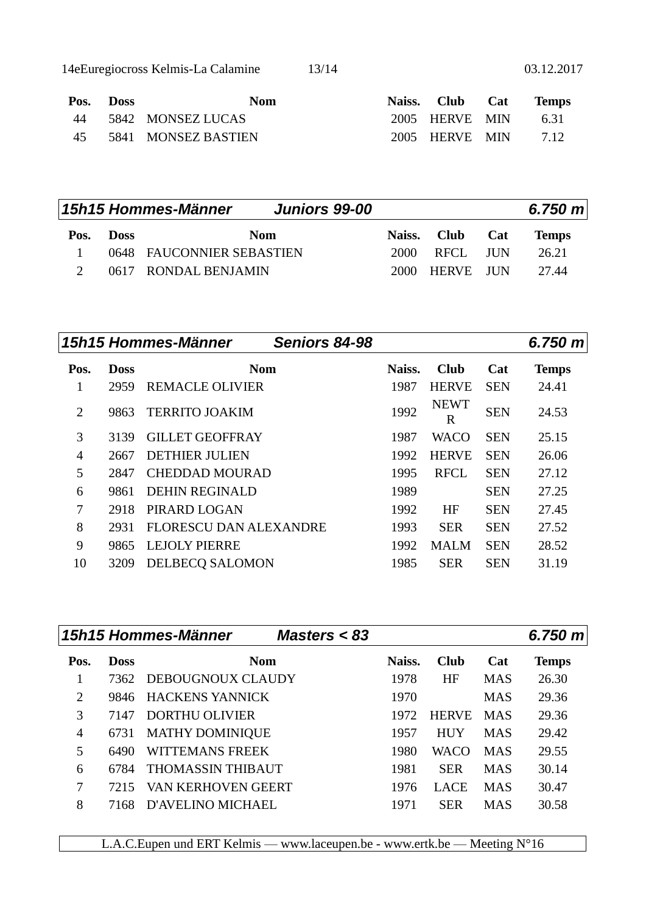| Pos. | Doss | Nom | Naiss. | Club | Cat | Temps |
|---|---|---|---|---|---|---|
| 44 | 5842 | MONSEZ LUCAS | 2005 | HERVE | MIN | 6.31 |
| 45 | 5841 | MONSEZ BASTIEN | 2005 | HERVE | MIN | 7.12 |

### *15h15 Hommes-Männer* *Juniors 99-00* *6.750 m*

| Pos. | Doss | Nom | Naiss. | Club | Cat | Temps |
|---|---|---|---|---|---|---|
| 1 | 0648 | FAUCONNIER SEBASTIEN | 2000 | RFCL | JUN | 26.21 |
| 2 | 0617 | RONDAL BENJAMIN | 2000 | HERVE | JUN | 27.44 |

### *15h15 Hommes-Männer* *Seniors 84-98* *6.750 m*

| Pos. | Doss | Nom | Naiss. | Club | Cat | Temps |
|---|---|---|---|---|---|---|
| 1 | 2959 | REMACLE OLIVIER | 1987 | HERVE | SEN | 24.41 |
| 2 | 9863 | TERRITO JOAKIM | 1992 | NEWTR | SEN | 24.53 |
| 3 | 3139 | GILLET GEOFFRAY | 1987 | WACO | SEN | 25.15 |
| 4 | 2667 | DETHIER JULIEN | 1992 | HERVE | SEN | 26.06 |
| 5 | 2847 | CHEDDAD MOURAD | 1995 | RFCL | SEN | 27.12 |
| 6 | 9861 | DEHIN REGINALD | 1989 | | SEN | 27.25 |
| 7 | 2918 | PIRARD LOGAN | 1992 | HF | SEN | 27.45 |
| 8 | 2931 | FLORESCU DAN ALEXANDRE | 1993 | SER | SEN | 27.52 |
| 9 | 9865 | LEJOLY PIERRE | 1992 | MALM | SEN | 28.52 |
| 10 | 3209 | DELBECQ SALOMON | 1985 | SER | SEN | 31.19 |

### *15h15 Hommes-Männer* *Masters < 83* *6.750 m*

| Pos. | Doss | Nom | Naiss. | Club | Cat | Temps |
|---|---|---|---|---|---|---|
| 1 | 7362 | DEBOUGNOUX CLAUDY | 1978 | HF | MAS | 26.30 |
| 2 | 9846 | HACKENS YANNICK | 1970 | | MAS | 29.36 |
| 3 | 7147 | DORTHU OLIVIER | 1972 | HERVE | MAS | 29.36 |
| 4 | 6731 | MATHY DOMINIQUE | 1957 | HUY | MAS | 29.42 |
| 5 | 6490 | WITTEMANS FREEK | 1980 | WACO | MAS | 29.55 |
| 6 | 6784 | THOMASSIN THIBAUT | 1981 | SER | MAS | 30.14 |
| 7 | 7215 | VAN KERHOVEN GEERT | 1976 | LACE | MAS | 30.47 |
| 8 | 7168 | D'AVELINO MICHAEL | 1971 | SER | MAS | 30.58 |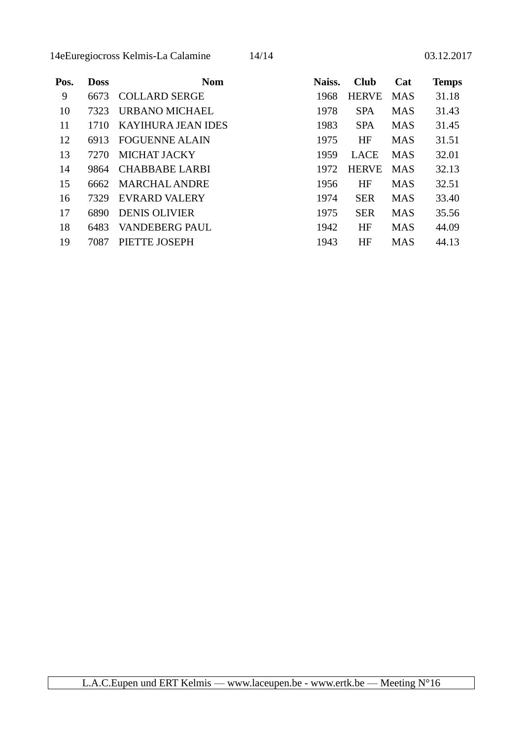| Pos. | Doss | Nom | Naiss. | Club | Cat | Temps |
|---|---|---|---|---|---|---|
| 9 | 6673 | COLLARD SERGE | 1968 | HERVE | MAS | 31.18 |
| 10 | 7323 | URBANO MICHAEL | 1978 | SPA | MAS | 31.43 |
| 11 | 1710 | KAYIHURA JEAN IDES | 1983 | SPA | MAS | 31.45 |
| 12 | 6913 | FOGUENNE ALAIN | 1975 | HF | MAS | 31.51 |
| 13 | 7270 | MICHAT JACKY | 1959 | LACE | MAS | 32.01 |
| 14 | 9864 | CHABBABE LARBI | 1972 | HERVE | MAS | 32.13 |
| 15 | 6662 | MARCHAL ANDRE | 1956 | HF | MAS | 32.51 |
| 16 | 7329 | EVRARD VALERY | 1974 | SER | MAS | 33.40 |
| 17 | 6890 | DENIS OLIVIER | 1975 | SER | MAS | 35.56 |
| 18 | 6483 | VANDEBERG PAUL | 1942 | HF | MAS | 44.09 |
| 19 | 7087 | PIETTE JOSEPH | 1943 | HF | MAS | 44.13 |